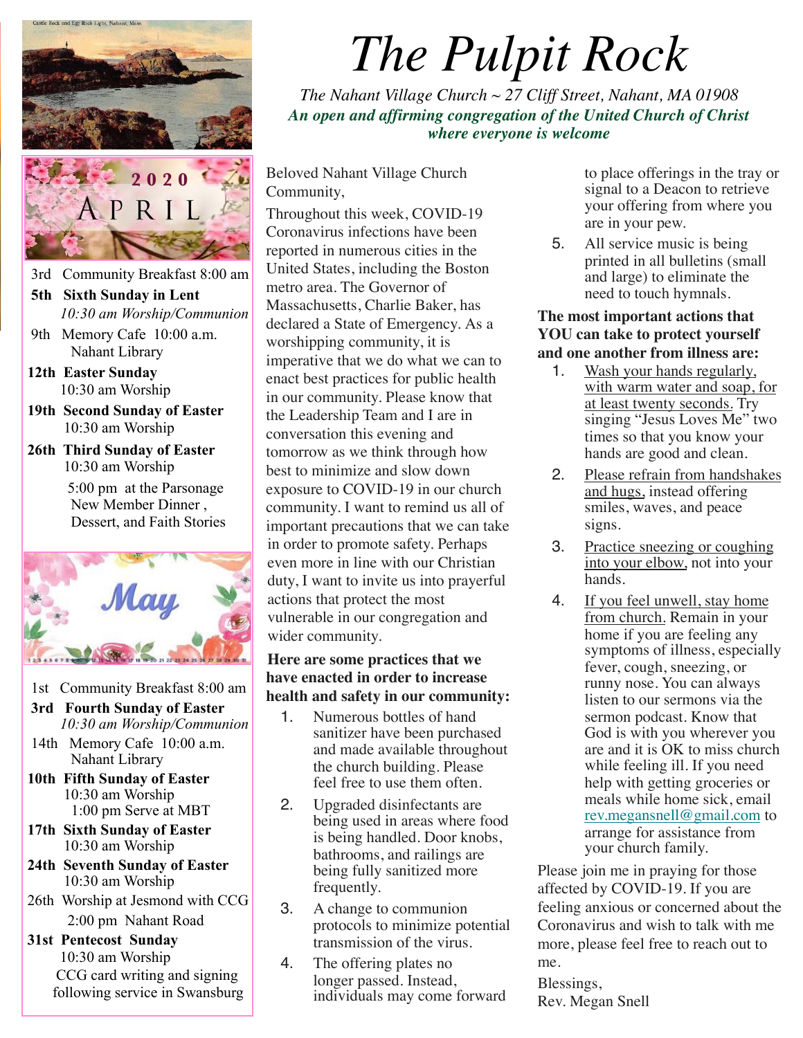# The Pulpit Rock

*The Nahant Village Church ~ 27 Cliff Street, Nahant, MA 01908*

***An open and affirming congregation of the United Church of Christ where everyone is welcome***

Castle Rock and Egg Rock Light, Nahant, Mass.

## 2020 APRIL

3rd Community Breakfast 8:00 am

**5th Sixth Sunday in Lent**
*10:30 am Worship/Communion*

9th Memory Cafe 10:00 a.m.
Nahant Library

**12th Easter Sunday**
10:30 am Worship

**19th Second Sunday of Easter**
10:30 am Worship

**26th Third Sunday of Easter**
10:30 am Worship
5:00 pm at the Parsonage
New Member Dinner, Dessert, and Faith Stories

## May

1st Community Breakfast 8:00 am

**3rd Fourth Sunday of Easter**
*10:30 am Worship/Communion*

14th Memory Cafe 10:00 a.m.
Nahant Library

**10th Fifth Sunday of Easter**
10:30 am Worship
1:00 pm Serve at MBT

**17th Sixth Sunday of Easter**
10:30 am Worship

**24th Seventh Sunday of Easter**
10:30 am Worship

26th Worship at Jesmond with CCG
2:00 pm Nahant Road

**31st Pentecost Sunday**
10:30 am Worship
CCG card writing and signing following service in Swansburg

---

Beloved Nahant Village Church Community,

Throughout this week, COVID-19 Coronavirus infections have been reported in numerous cities in the United States, including the Boston metro area. The Governor of Massachusetts, Charlie Baker, has declared a State of Emergency. As a worshipping community, it is imperative that we do what we can to enact best practices for public health in our community. Please know that the Leadership Team and I are in conversation this evening and tomorrow as we think through how best to minimize and slow down exposure to COVID-19 in our church community. I want to remind us all of important precautions that we can take in order to promote safety. Perhaps even more in line with our Christian duty, I want to invite us into prayerful actions that protect the most vulnerable in our congregation and wider community.

**Here are some practices that we have enacted in order to increase health and safety in our community:**

1. Numerous bottles of hand sanitizer have been purchased and made available throughout the church building. Please feel free to use them often.
2. Upgraded disinfectants are being used in areas where food is being handled. Door knobs, bathrooms, and railings are being fully sanitized more frequently.
3. A change to communion protocols to minimize potential transmission of the virus.
4. The offering plates no longer passed. Instead, individuals may come forward to place offerings in the tray or signal to a Deacon to retrieve your offering from where you are in your pew.
5. All service music is being printed in all bulletins (small and large) to eliminate the need to touch hymnals.

**The most important actions that YOU can take to protect yourself and one another from illness are:**

1. <u>Wash your hands regularly, with warm water and soap, for at least twenty seconds.</u> Try singing "Jesus Loves Me" two times so that you know your hands are good and clean.
2. <u>Please refrain from handshakes and hugs,</u> instead offering smiles, waves, and peace signs.
3. <u>Practice sneezing or coughing into your elbow,</u> not into your hands.
4. <u>If you feel unwell, stay home from church.</u> Remain in your home if you are feeling any symptoms of illness, especially fever, cough, sneezing, or runny nose. You can always listen to our sermons via the sermon podcast. Know that God is with you wherever you are and it is OK to miss church while feeling ill. If you need help with getting groceries or meals while home sick, email rev.megansnell@gmail.com to arrange for assistance from your church family.

Please join me in praying for those affected by COVID-19. If you are feeling anxious or concerned about the Coronavirus and wish to talk with me more, please feel free to reach out to me.

Blessings,
Rev. Megan Snell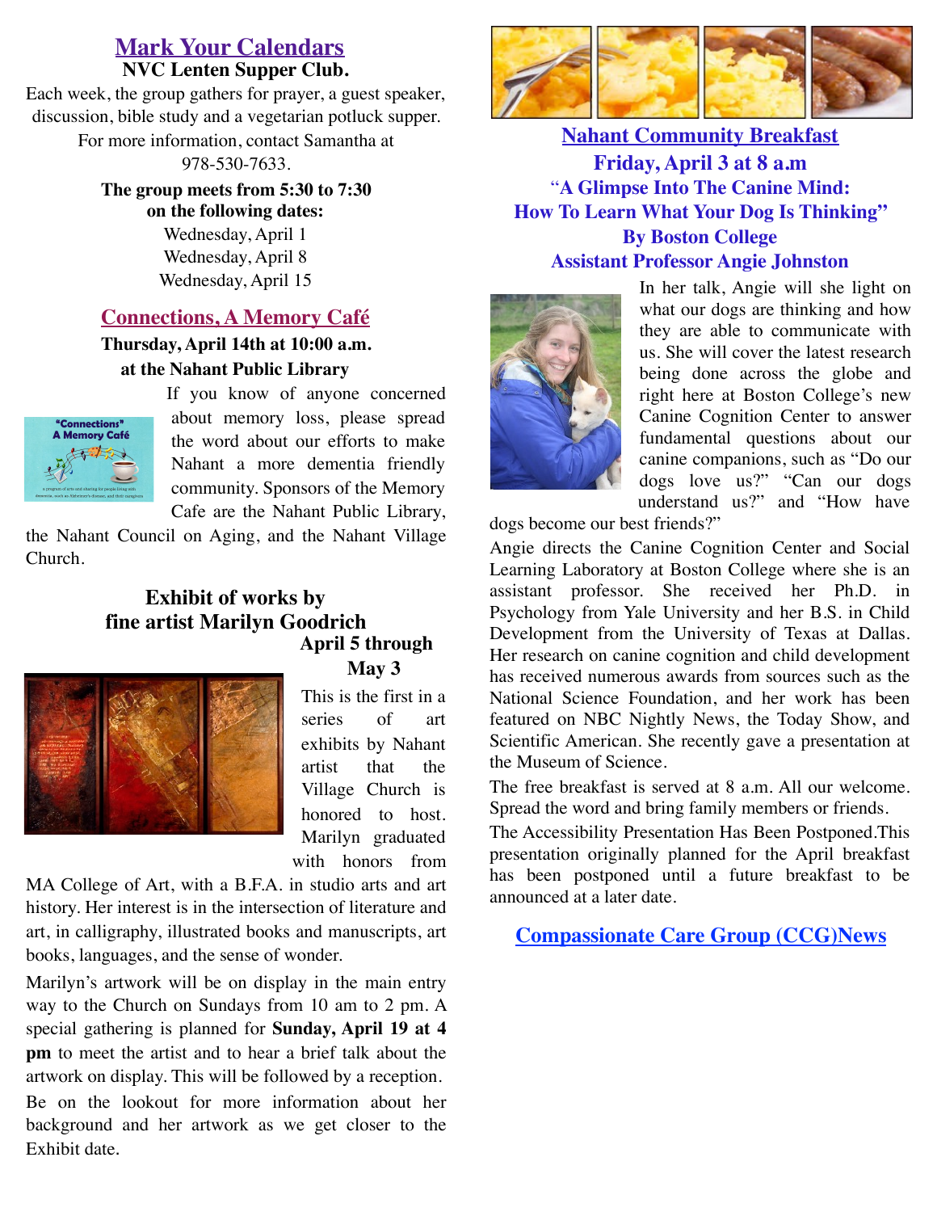## Mark Your Calendars

**NVC Lenten Supper Club.**

Each week, the group gathers for prayer, a guest speaker, discussion, bible study and a vegetarian potluck supper. For more information, contact Samantha at 978-530-7633.

**The group meets from 5:30 to 7:30 on the following dates:**

Wednesday, April 1
Wednesday, April 8
Wednesday, April 15

## Connections, A Memory Café

**Thursday, April 14th at 10:00 a.m. at the Nahant Public Library**

If you know of anyone concerned about memory loss, please spread the word about our efforts to make Nahant a more dementia friendly community. Sponsors of the Memory Cafe are the Nahant Public Library, the Nahant Council on Aging, and the Nahant Village Church.

### Exhibit of works by fine artist Marilyn Goodrich

**April 5 through May 3**

This is the first in a series of art exhibits by Nahant artist that the Village Church is honored to host. Marilyn graduated with honors from MA College of Art, with a B.F.A. in studio arts and art history. Her interest is in the intersection of literature and art, in calligraphy, illustrated books and manuscripts, art books, languages, and the sense of wonder.

Marilyn's artwork will be on display in the main entry way to the Church on Sundays from 10 am to 2 pm. A special gathering is planned for **Sunday, April 19 at 4 pm** to meet the artist and to hear a brief talk about the artwork on display. This will be followed by a reception.

Be on the lookout for more information about her background and her artwork as we get closer to the Exhibit date.

## Nahant Community Breakfast

**Friday, April 3 at 8 a.m**

**"A Glimpse Into The Canine Mind: How To Learn What Your Dog Is Thinking"**

**By Boston College Assistant Professor Angie Johnston**

In her talk, Angie will she light on what our dogs are thinking and how they are able to communicate with us. She will cover the latest research being done across the globe and right here at Boston College's new Canine Cognition Center to answer fundamental questions about our canine companions, such as "Do our dogs love us?" "Can our dogs understand us?" and "How have dogs become our best friends?"

Angie directs the Canine Cognition Center and Social Learning Laboratory at Boston College where she is an assistant professor. She received her Ph.D. in Psychology from Yale University and her B.S. in Child Development from the University of Texas at Dallas. Her research on canine cognition and child development has received numerous awards from sources such as the National Science Foundation, and her work has been featured on NBC Nightly News, the Today Show, and Scientific American. She recently gave a presentation at the Museum of Science.

The free breakfast is served at 8 a.m. All our welcome. Spread the word and bring family members or friends.

The Accessibility Presentation Has Been Postponed.This presentation originally planned for the April breakfast has been postponed until a future breakfast to be announced at a later date.

## Compassionate Care Group (CCG)News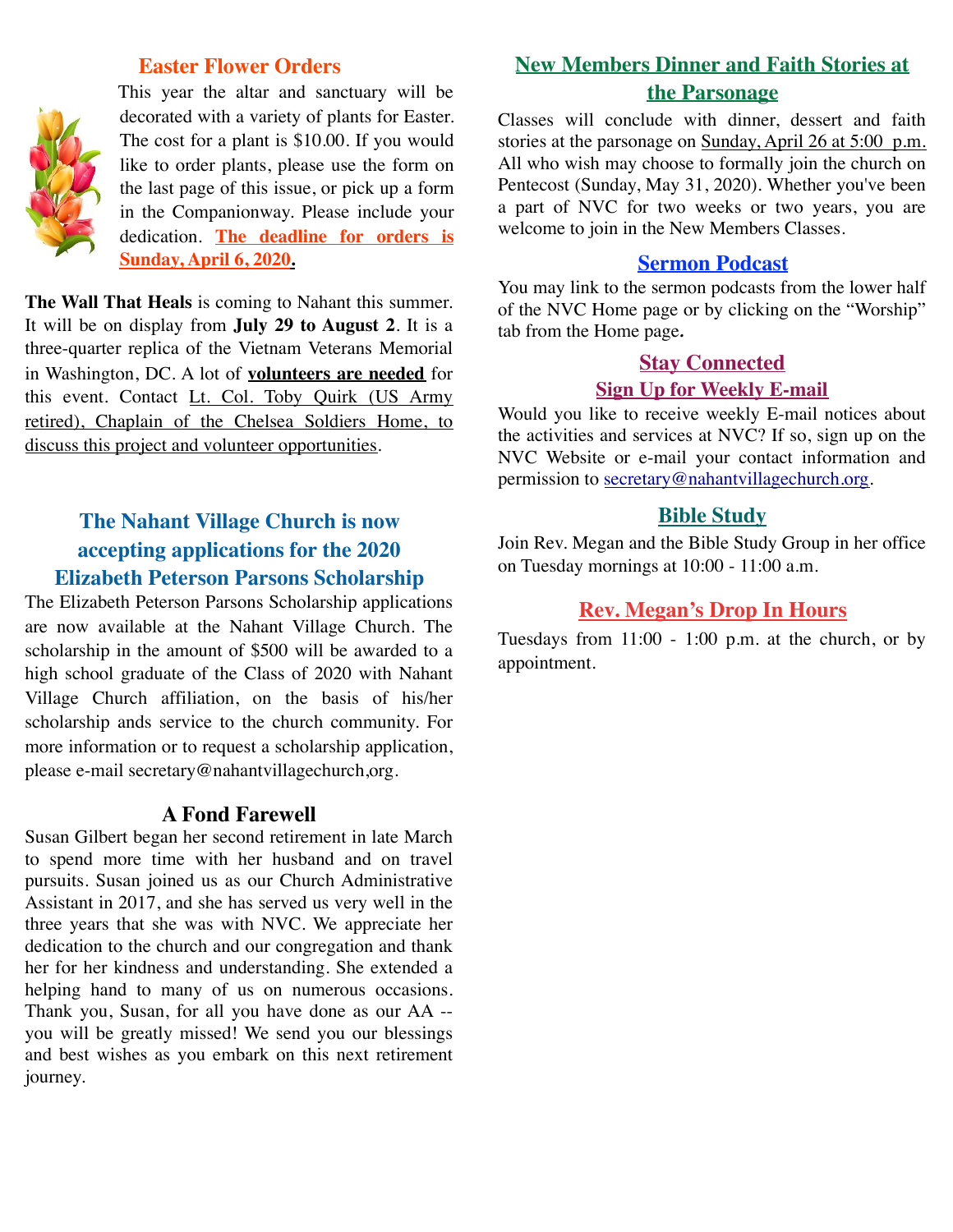## Easter Flower Orders

This year the altar and sanctuary will be decorated with a variety of plants for Easter. The cost for a plant is $10.00. If you would like to order plants, please use the form on the last page of this issue, or pick up a form in the Companionway. Please include your dedication. **The deadline for orders is Sunday, April 6, 2020.**

**The Wall That Heals** is coming to Nahant this summer. It will be on display from **July 29 to August 2**. It is a three-quarter replica of the Vietnam Veterans Memorial in Washington, DC. A lot of **volunteers are needed** for this event. Contact Lt. Col. Toby Quirk (US Army retired), Chaplain of the Chelsea Soldiers Home, to discuss this project and volunteer opportunities.

## The Nahant Village Church is now accepting applications for the 2020 Elizabeth Peterson Parsons Scholarship

The Elizabeth Peterson Parsons Scholarship applications are now available at the Nahant Village Church. The scholarship in the amount of $500 will be awarded to a high school graduate of the Class of 2020 with Nahant Village Church affiliation, on the basis of his/her scholarship ands service to the church community. For more information or to request a scholarship application, please e-mail secretary@nahantvillagechurch,org.

## A Fond Farewell

Susan Gilbert began her second retirement in late March to spend more time with her husband and on travel pursuits. Susan joined us as our Church Administrative Assistant in 2017, and she has served us very well in the three years that she was with NVC. We appreciate her dedication to the church and our congregation and thank her for her kindness and understanding. She extended a helping hand to many of us on numerous occasions. Thank you, Susan, for all you have done as our AA -- you will be greatly missed! We send you our blessings and best wishes as you embark on this next retirement journey.

## New Members Dinner and Faith Stories at the Parsonage

Classes will conclude with dinner, dessert and faith stories at the parsonage on Sunday, April 26 at 5:00 p.m. All who wish may choose to formally join the church on Pentecost (Sunday, May 31, 2020). Whether you've been a part of NVC for two weeks or two years, you are welcome to join in the New Members Classes.

## Sermon Podcast

You may link to the sermon podcasts from the lower half of the NVC Home page or by clicking on the "Worship" tab from the Home page.

## Stay Connected

### Sign Up for Weekly E-mail

Would you like to receive weekly E-mail notices about the activities and services at NVC? If so, sign up on the NVC Website or e-mail your contact information and permission to secretary@nahantvillagechurch.org.

## Bible Study

Join Rev. Megan and the Bible Study Group in her office on Tuesday mornings at 10:00 - 11:00 a.m.

## Rev. Megan's Drop In Hours

Tuesdays from 11:00 - 1:00 p.m. at the church, or by appointment.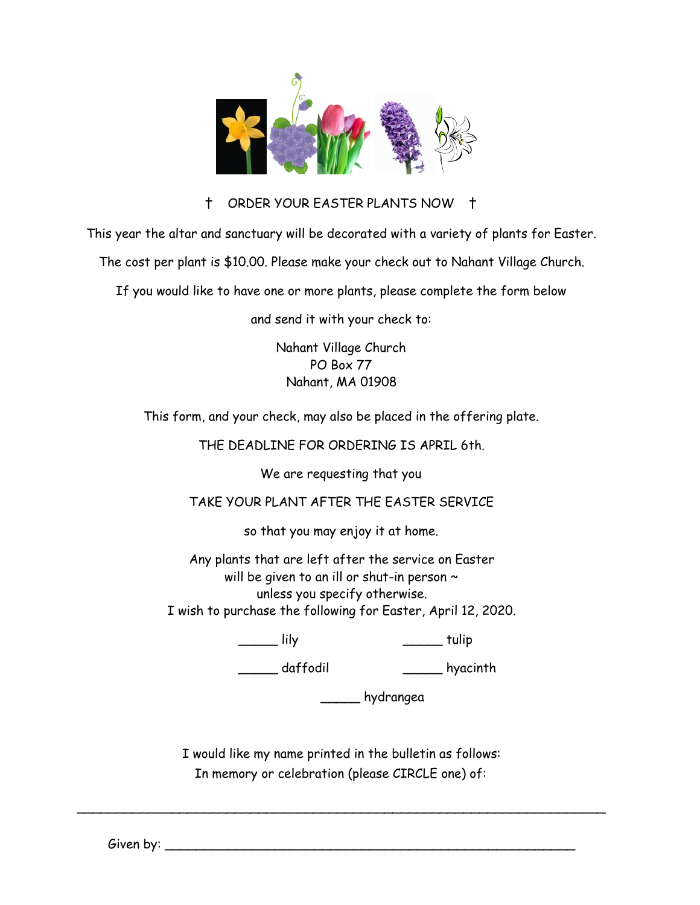# † ORDER YOUR EASTER PLANTS NOW †

This year the altar and sanctuary will be decorated with a variety of plants for Easter.

The cost per plant is $10.00. Please make your check out to Nahant Village Church.

If you would like to have one or more plants, please complete the form below

and send it with your check to:

Nahant Village Church
PO Box 77
Nahant, MA 01908

This form, and your check, may also be placed in the offering plate.

THE DEADLINE FOR ORDERING IS APRIL 6th.

We are requesting that you

TAKE YOUR PLANT AFTER THE EASTER SERVICE

so that you may enjoy it at home.

Any plants that are left after the service on Easter
will be given to an ill or shut-in person ~
unless you specify otherwise.

I wish to purchase the following for Easter, April 12, 2020.

_____ lily _____ tulip

_____ daffodil _____ hyacinth

_____ hydrangea

I would like my name printed in the bulletin as follows:
In memory or celebration (please CIRCLE one) of:

_______________________________________________________________

Given by: ______________________________________________________